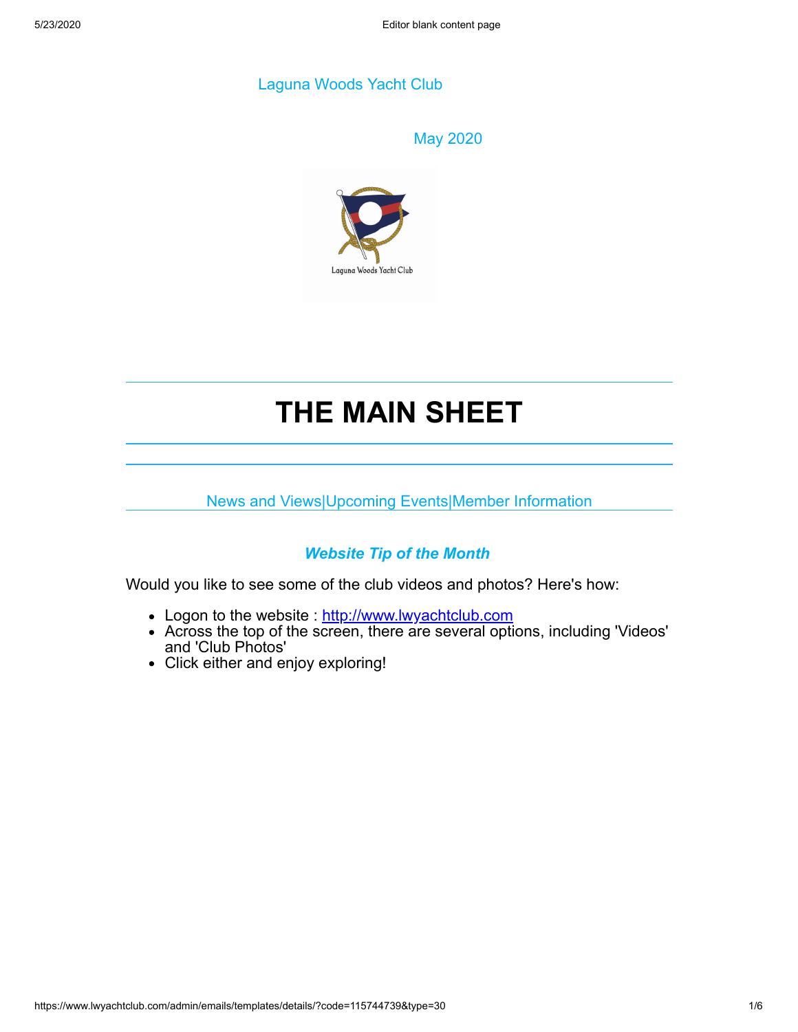Laguna Woods Yacht Club

May 2020

# THE MAIN SHEET

News and Views|Upcoming Events|Member Information

### ***Website Tip of the Month***

Would you like to see some of the club videos and photos? Here's how:

- Logon to the website : http://www.lwyachtclub.com
- Across the top of the screen, there are several options, including 'Videos' and 'Club Photos'
- Click either and enjoy exploring!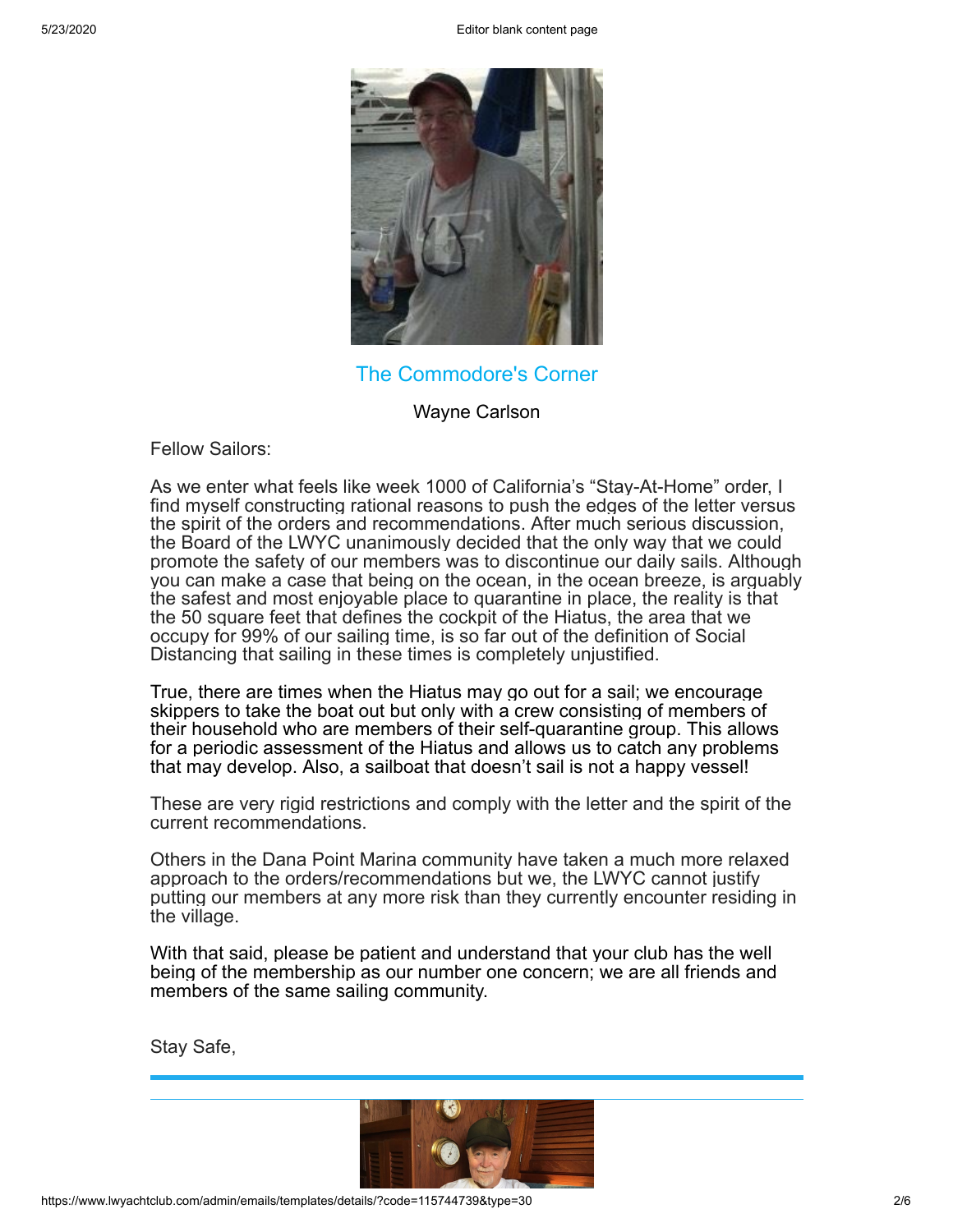## The Commodore's Corner

Wayne Carlson

Fellow Sailors:

As we enter what feels like week 1000 of California's "Stay-At-Home" order, I find myself constructing rational reasons to push the edges of the letter versus the spirit of the orders and recommendations. After much serious discussion, the Board of the LWYC unanimously decided that the only way that we could promote the safety of our members was to discontinue our daily sails. Although you can make a case that being on the ocean, in the ocean breeze, is arguably the safest and most enjoyable place to quarantine in place, the reality is that the 50 square feet that defines the cockpit of the Hiatus, the area that we occupy for 99% of our sailing time, is so far out of the definition of Social Distancing that sailing in these times is completely unjustified.

True, there are times when the Hiatus may go out for a sail; we encourage skippers to take the boat out but only with a crew consisting of members of their household who are members of their self-quarantine group. This allows for a periodic assessment of the Hiatus and allows us to catch any problems that may develop. Also, a sailboat that doesn't sail is not a happy vessel!

These are very rigid restrictions and comply with the letter and the spirit of the current recommendations.

Others in the Dana Point Marina community have taken a much more relaxed approach to the orders/recommendations but we, the LWYC cannot justify putting our members at any more risk than they currently encounter residing in the village.

With that said, please be patient and understand that your club has the well being of the membership as our number one concern; we are all friends and members of the same sailing community.

Stay Safe,

---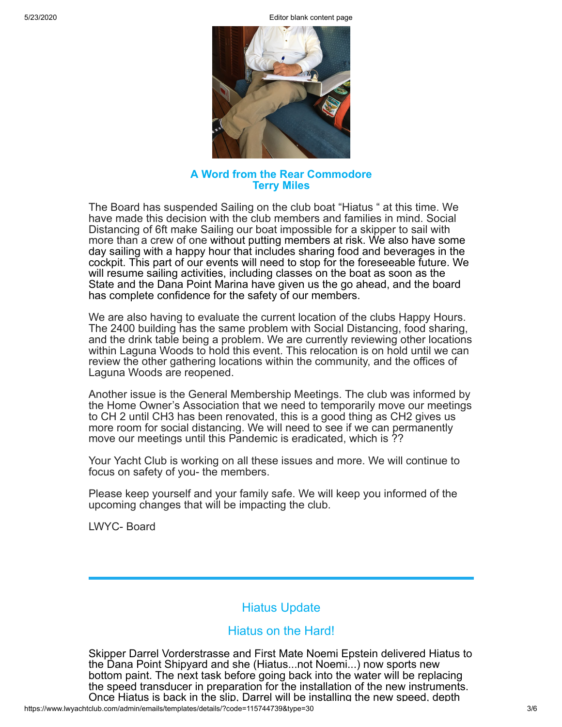## A Word from the Rear Commodore
## Terry Miles

The Board has suspended Sailing on the club boat “Hiatus “ at this time. We have made this decision with the club members and families in mind. Social Distancing of 6ft make Sailing our boat impossible for a skipper to sail with more than a crew of one without putting members at risk. We also have some day sailing with a happy hour that includes sharing food and beverages in the cockpit. This part of our events will need to stop for the foreseeable future. We will resume sailing activities, including classes on the boat as soon as the State and the Dana Point Marina have given us the go ahead, and the board has complete confidence for the safety of our members.

We are also having to evaluate the current location of the clubs Happy Hours. The 2400 building has the same problem with Social Distancing, food sharing, and the drink table being a problem. We are currently reviewing other locations within Laguna Woods to hold this event. This relocation is on hold until we can review the other gathering locations within the community, and the offices of Laguna Woods are reopened.

Another issue is the General Membership Meetings. The club was informed by the Home Owner’s Association that we need to temporarily move our meetings to CH 2 until CH3 has been renovated, this is a good thing as CH2 gives us more room for social distancing. We will need to see if we can permanently move our meetings until this Pandemic is eradicated, which is ??

Your Yacht Club is working on all these issues and more. We will continue to focus on safety of you- the members.

Please keep yourself and your family safe. We will keep you informed of the upcoming changes that will be impacting the club.

LWYC- Board

---

## Hiatus Update

## Hiatus on the Hard!

Skipper Darrel Vorderstrasse and First Mate Noemi Epstein delivered Hiatus to the Dana Point Shipyard and she (Hiatus...not Noemi...) now sports new bottom paint. The next task before going back into the water will be replacing the speed transducer in preparation for the installation of the new instruments. Once Hiatus is back in the slip, Darrel will be installing the new speed, depth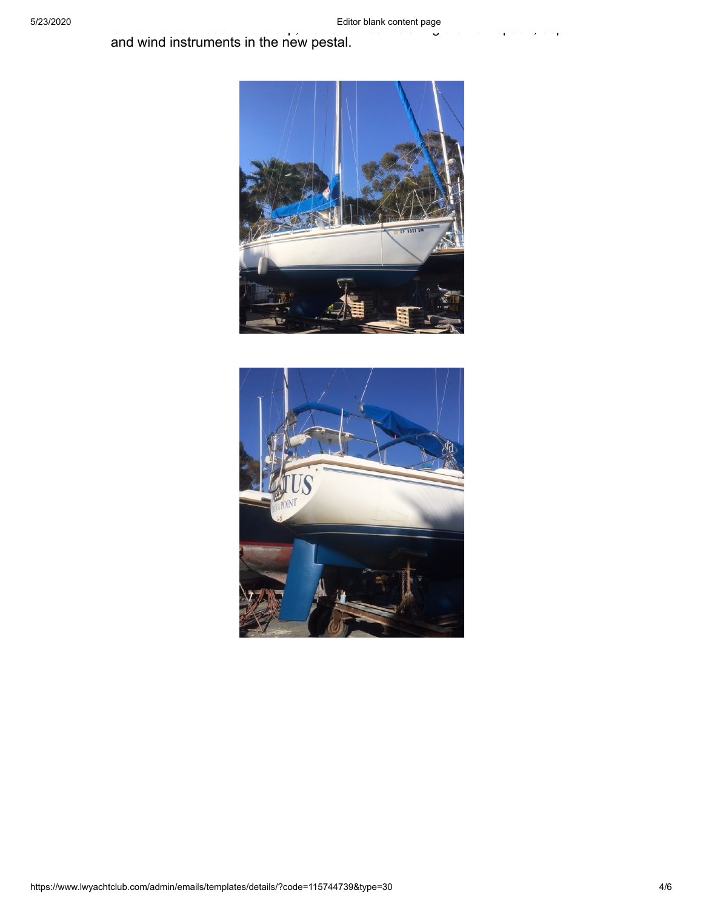and wind instruments in the new pestal.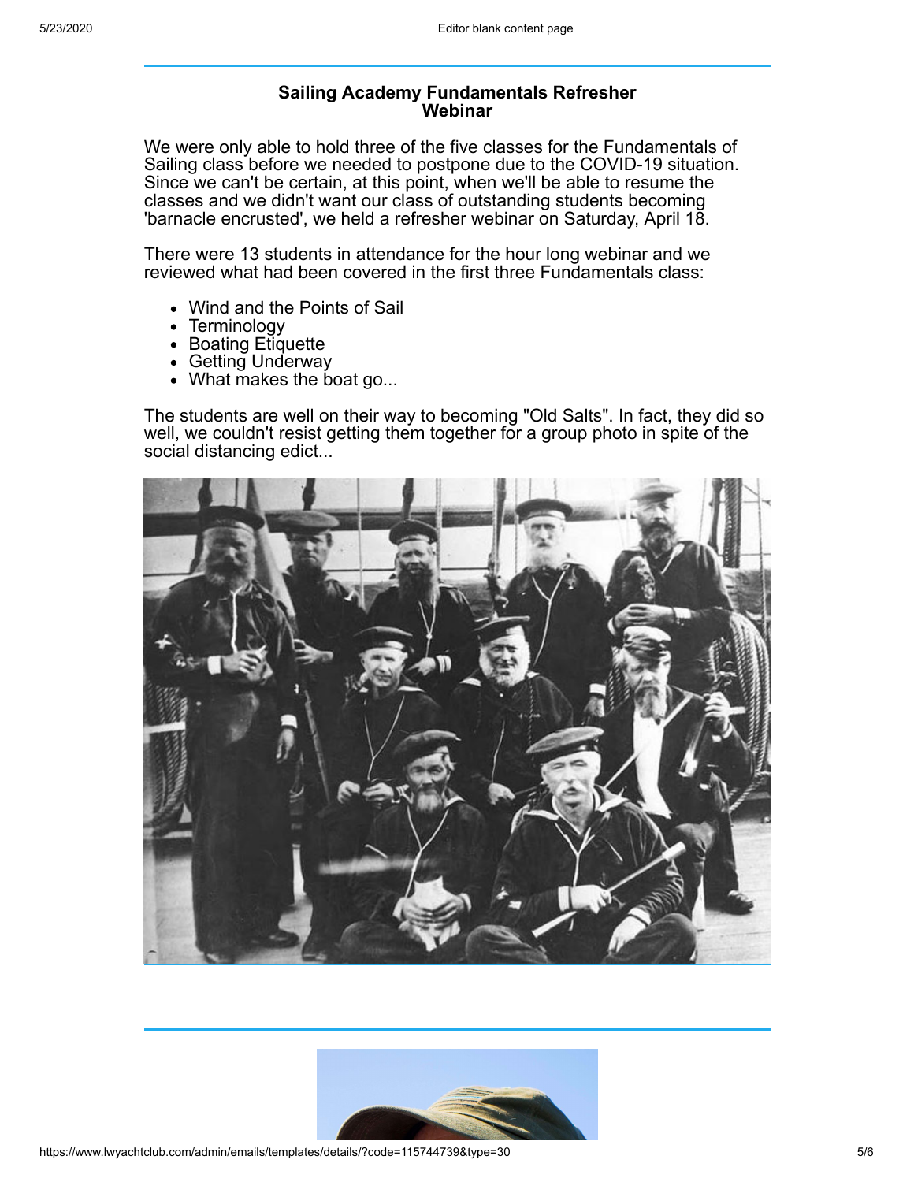## Sailing Academy Fundamentals Refresher Webinar

We were only able to hold three of the five classes for the Fundamentals of Sailing class before we needed to postpone due to the COVID-19 situation. Since we can't be certain, at this point, when we'll be able to resume the classes and we didn't want our class of outstanding students becoming 'barnacle encrusted', we held a refresher webinar on Saturday, April 18.

There were 13 students in attendance for the hour long webinar and we reviewed what had been covered in the first three Fundamentals class:

- Wind and the Points of Sail
- Terminology
- Boating Etiquette
- Getting Underway
- What makes the boat go...

The students are well on their way to becoming "Old Salts". In fact, they did so well, we couldn't resist getting them together for a group photo in spite of the social distancing edict...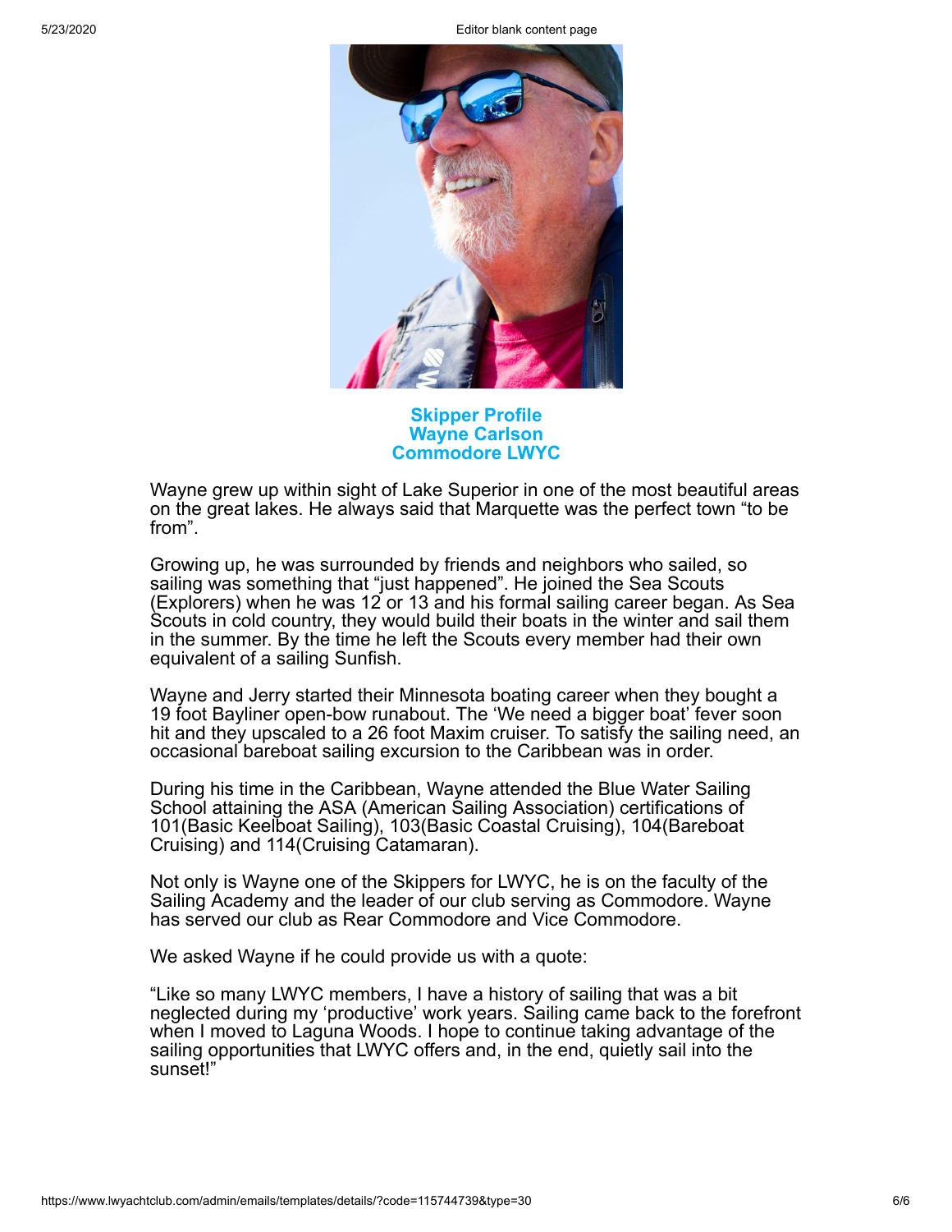**Skipper Profile**
**Wayne Carlson**
**Commodore LWYC**

Wayne grew up within sight of Lake Superior in one of the most beautiful areas on the great lakes. He always said that Marquette was the perfect town "to be from".

Growing up, he was surrounded by friends and neighbors who sailed, so sailing was something that "just happened". He joined the Sea Scouts (Explorers) when he was 12 or 13 and his formal sailing career began. As Sea Scouts in cold country, they would build their boats in the winter and sail them in the summer. By the time he left the Scouts every member had their own equivalent of a sailing Sunfish.

Wayne and Jerry started their Minnesota boating career when they bought a 19 foot Bayliner open-bow runabout. The 'We need a bigger boat' fever soon hit and they upscaled to a 26 foot Maxim cruiser. To satisfy the sailing need, an occasional bareboat sailing excursion to the Caribbean was in order.

During his time in the Caribbean, Wayne attended the Blue Water Sailing School attaining the ASA (American Sailing Association) certifications of 101(Basic Keelboat Sailing), 103(Basic Coastal Cruising), 104(Bareboat Cruising) and 114(Cruising Catamaran).

Not only is Wayne one of the Skippers for LWYC, he is on the faculty of the Sailing Academy and the leader of our club serving as Commodore. Wayne has served our club as Rear Commodore and Vice Commodore.

We asked Wayne if he could provide us with a quote:

"Like so many LWYC members, I have a history of sailing that was a bit neglected during my 'productive' work years. Sailing came back to the forefront when I moved to Laguna Woods. I hope to continue taking advantage of the sailing opportunities that LWYC offers and, in the end, quietly sail into the sunset!"